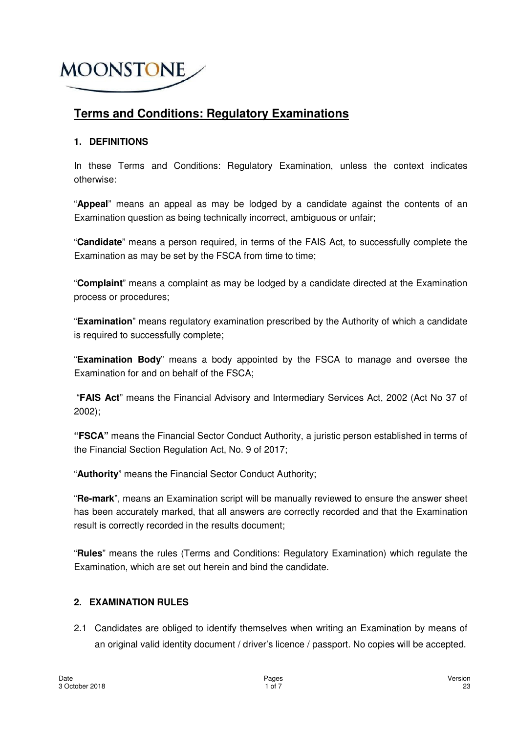MOONSTONE

# Terms and Conditions: Regulatory Examinations

## 1. DEFINITIONS

In these Terms and Conditions: Regulatory Examination, unless the context indicates otherwise:

"**Appeal**" means an appeal as may be lodged by a candidate against the contents of an Examination question as being technically incorrect, ambiguous or unfair;

"**Candidate**" means a person required, in terms of the FAIS Act, to successfully complete the Examination as may be set by the FSCA from time to time;

"**Complaint**" means a complaint as may be lodged by a candidate directed at the Examination process or procedures;

"**Examination**" means regulatory examination prescribed by the Authority of which a candidate is required to successfully complete;

"**Examination Body**" means a body appointed by the FSCA to manage and oversee the Examination for and on behalf of the FSCA;

"**FAIS Act**" means the Financial Advisory and Intermediary Services Act, 2002 (Act No 37 of 2002);

**"FSCA"** means the Financial Sector Conduct Authority, a juristic person established in terms of the Financial Section Regulation Act, No. 9 of 2017;

"**Authority**" means the Financial Sector Conduct Authority;

"**Re-mark**", means an Examination script will be manually reviewed to ensure the answer sheet has been accurately marked, that all answers are correctly recorded and that the Examination result is correctly recorded in the results document;

"**Rules**" means the rules (Terms and Conditions: Regulatory Examination) which regulate the Examination, which are set out herein and bind the candidate.

## 2. EXAMINATION RULES

2.1 Candidates are obliged to identify themselves when writing an Examination by means of an original valid identity document / driver's licence / passport. No copies will be accepted.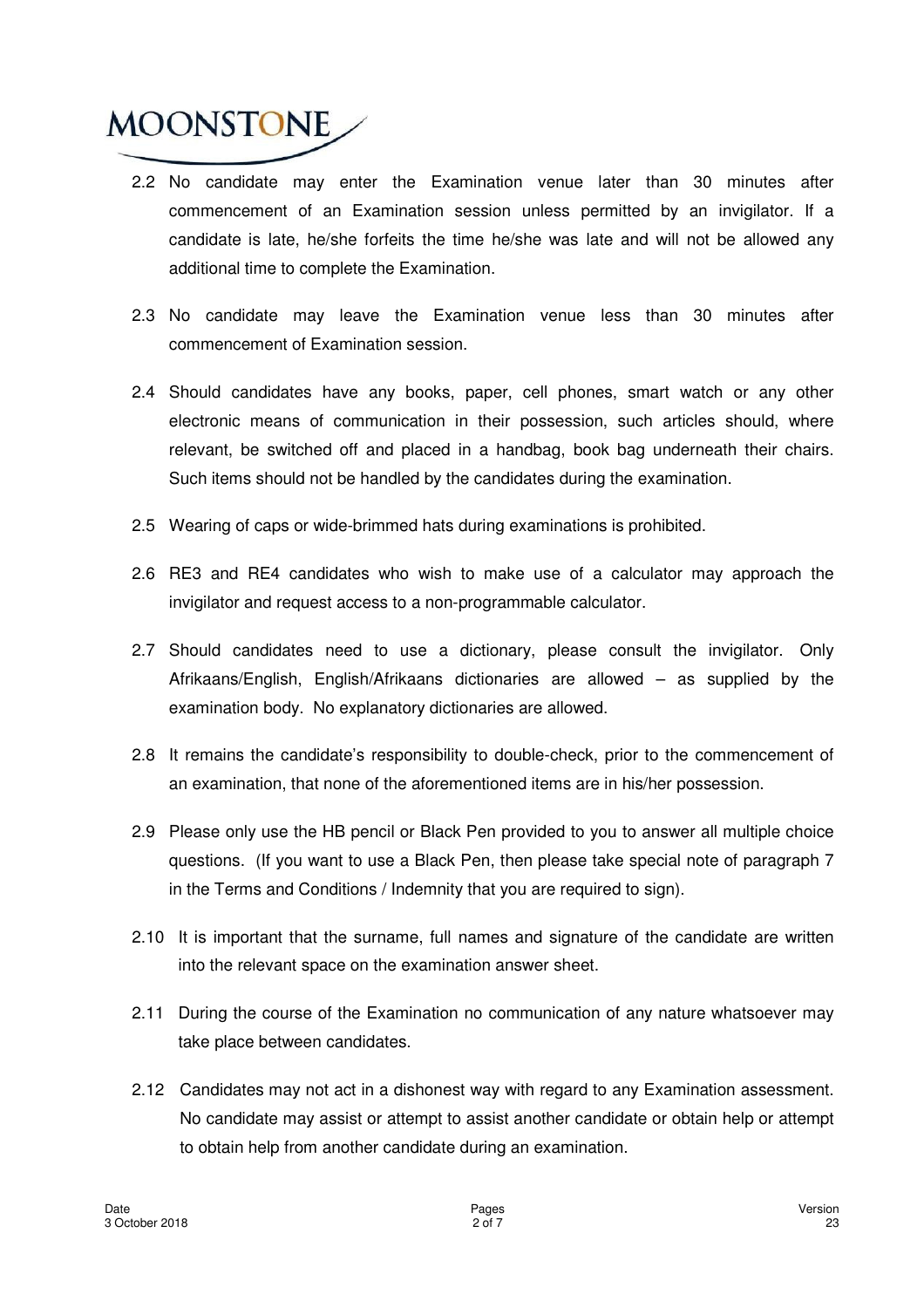2.2 No candidate may enter the Examination venue later than 30 minutes after commencement of an Examination session unless permitted by an invigilator. If a candidate is late, he/she forfeits the time he/she was late and will not be allowed any additional time to complete the Examination.

2.3 No candidate may leave the Examination venue less than 30 minutes after commencement of Examination session.

2.4 Should candidates have any books, paper, cell phones, smart watch or any other electronic means of communication in their possession, such articles should, where relevant, be switched off and placed in a handbag, book bag underneath their chairs. Such items should not be handled by the candidates during the examination.

2.5 Wearing of caps or wide-brimmed hats during examinations is prohibited.

2.6 RE3 and RE4 candidates who wish to make use of a calculator may approach the invigilator and request access to a non-programmable calculator.

2.7 Should candidates need to use a dictionary, please consult the invigilator. Only Afrikaans/English, English/Afrikaans dictionaries are allowed – as supplied by the examination body. No explanatory dictionaries are allowed.

2.8 It remains the candidate's responsibility to double-check, prior to the commencement of an examination, that none of the aforementioned items are in his/her possession.

2.9 Please only use the HB pencil or Black Pen provided to you to answer all multiple choice questions. (If you want to use a Black Pen, then please take special note of paragraph 7 in the Terms and Conditions / Indemnity that you are required to sign).

2.10 It is important that the surname, full names and signature of the candidate are written into the relevant space on the examination answer sheet.

2.11 During the course of the Examination no communication of any nature whatsoever may take place between candidates.

2.12 Candidates may not act in a dishonest way with regard to any Examination assessment. No candidate may assist or attempt to assist another candidate or obtain help or attempt to obtain help from another candidate during an examination.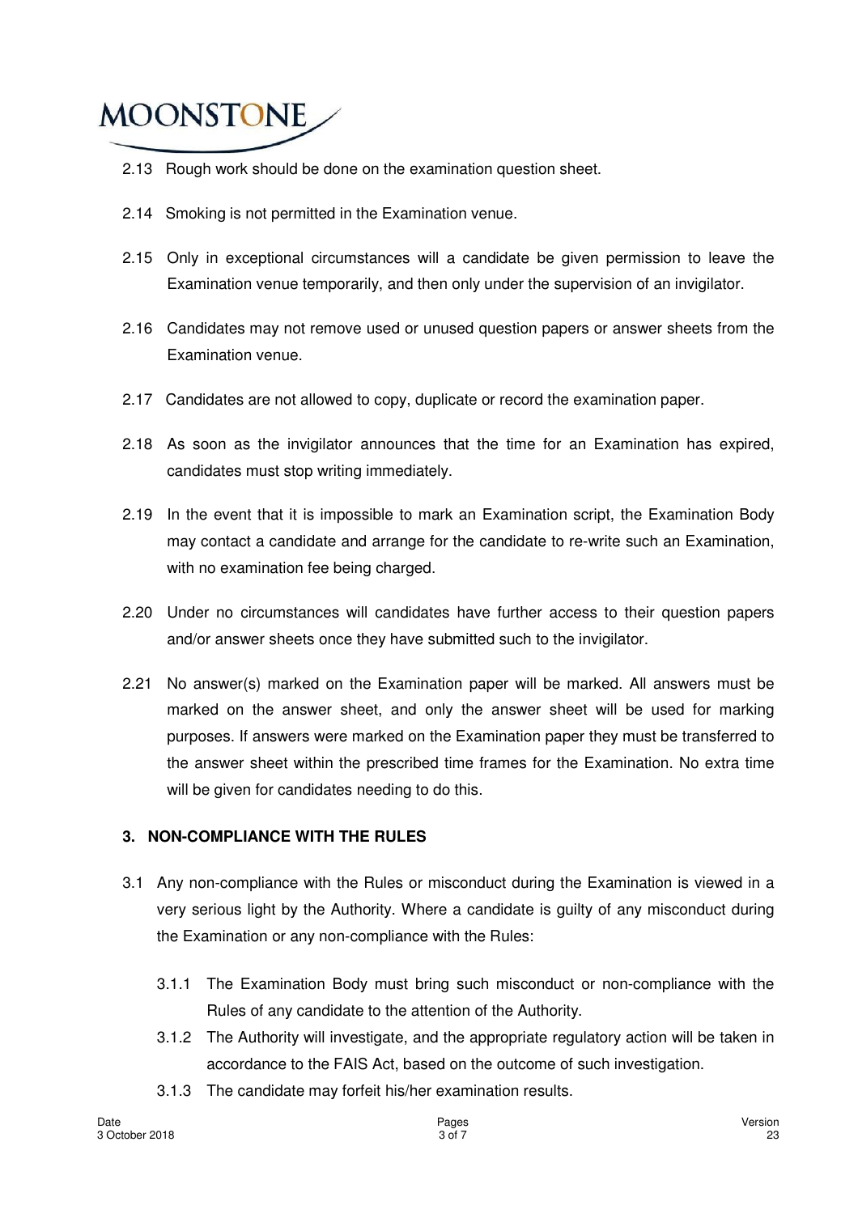2.13 Rough work should be done on the examination question sheet.

2.14 Smoking is not permitted in the Examination venue.

2.15 Only in exceptional circumstances will a candidate be given permission to leave the Examination venue temporarily, and then only under the supervision of an invigilator.

2.16 Candidates may not remove used or unused question papers or answer sheets from the Examination venue.

2.17 Candidates are not allowed to copy, duplicate or record the examination paper.

2.18 As soon as the invigilator announces that the time for an Examination has expired, candidates must stop writing immediately.

2.19 In the event that it is impossible to mark an Examination script, the Examination Body may contact a candidate and arrange for the candidate to re-write such an Examination, with no examination fee being charged.

2.20 Under no circumstances will candidates have further access to their question papers and/or answer sheets once they have submitted such to the invigilator.

2.21 No answer(s) marked on the Examination paper will be marked. All answers must be marked on the answer sheet, and only the answer sheet will be used for marking purposes. If answers were marked on the Examination paper they must be transferred to the answer sheet within the prescribed time frames for the Examination. No extra time will be given for candidates needing to do this.

## 3. NON-COMPLIANCE WITH THE RULES

3.1 Any non-compliance with the Rules or misconduct during the Examination is viewed in a very serious light by the Authority. Where a candidate is guilty of any misconduct during the Examination or any non-compliance with the Rules:

3.1.1 The Examination Body must bring such misconduct or non-compliance with the Rules of any candidate to the attention of the Authority.

3.1.2 The Authority will investigate, and the appropriate regulatory action will be taken in accordance to the FAIS Act, based on the outcome of such investigation.

3.1.3 The candidate may forfeit his/her examination results.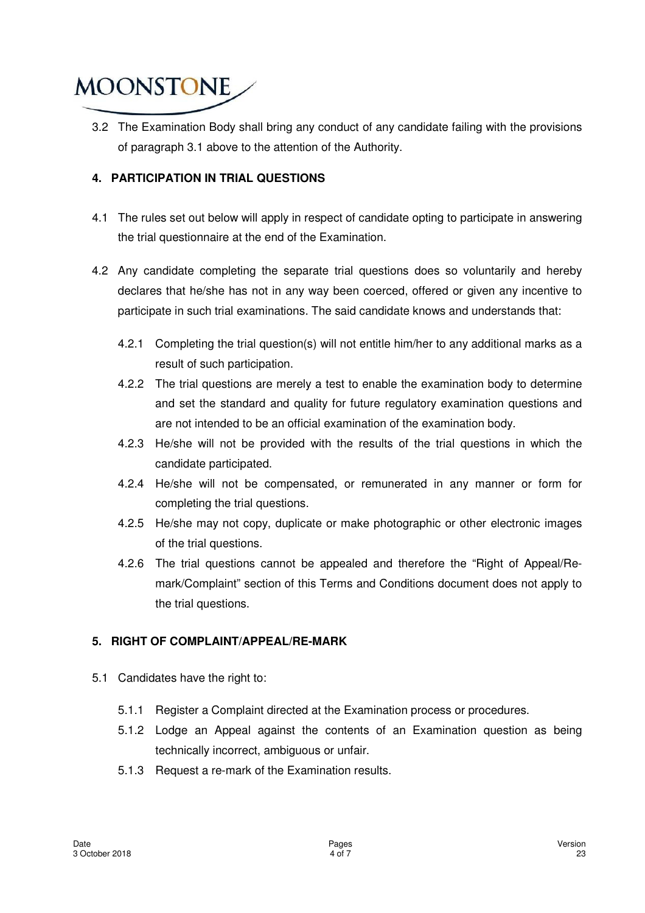3.2 The Examination Body shall bring any conduct of any candidate failing with the provisions of paragraph 3.1 above to the attention of the Authority.

## 4. PARTICIPATION IN TRIAL QUESTIONS

4.1 The rules set out below will apply in respect of candidate opting to participate in answering the trial questionnaire at the end of the Examination.

4.2 Any candidate completing the separate trial questions does so voluntarily and hereby declares that he/she has not in any way been coerced, offered or given any incentive to participate in such trial examinations. The said candidate knows and understands that:

4.2.1 Completing the trial question(s) will not entitle him/her to any additional marks as a result of such participation.

4.2.2 The trial questions are merely a test to enable the examination body to determine and set the standard and quality for future regulatory examination questions and are not intended to be an official examination of the examination body.

4.2.3 He/she will not be provided with the results of the trial questions in which the candidate participated.

4.2.4 He/she will not be compensated, or remunerated in any manner or form for completing the trial questions.

4.2.5 He/she may not copy, duplicate or make photographic or other electronic images of the trial questions.

4.2.6 The trial questions cannot be appealed and therefore the "Right of Appeal/Re-mark/Complaint" section of this Terms and Conditions document does not apply to the trial questions.

## 5. RIGHT OF COMPLAINT/APPEAL/RE-MARK

5.1 Candidates have the right to:

5.1.1 Register a Complaint directed at the Examination process or procedures.

5.1.2 Lodge an Appeal against the contents of an Examination question as being technically incorrect, ambiguous or unfair.

5.1.3 Request a re-mark of the Examination results.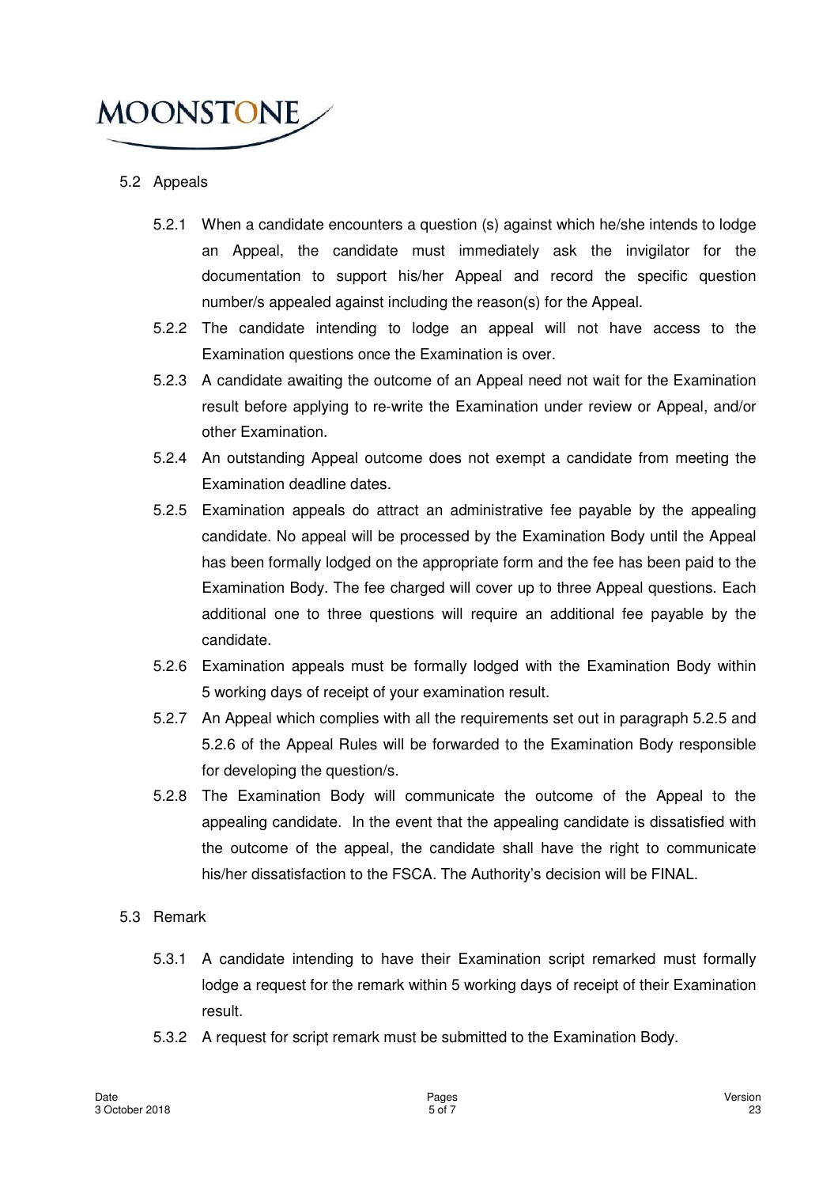## 5.2 Appeals

5.2.1 When a candidate encounters a question (s) against which he/she intends to lodge an Appeal, the candidate must immediately ask the invigilator for the documentation to support his/her Appeal and record the specific question number/s appealed against including the reason(s) for the Appeal.

5.2.2 The candidate intending to lodge an appeal will not have access to the Examination questions once the Examination is over.

5.2.3 A candidate awaiting the outcome of an Appeal need not wait for the Examination result before applying to re-write the Examination under review or Appeal, and/or other Examination.

5.2.4 An outstanding Appeal outcome does not exempt a candidate from meeting the Examination deadline dates.

5.2.5 Examination appeals do attract an administrative fee payable by the appealing candidate. No appeal will be processed by the Examination Body until the Appeal has been formally lodged on the appropriate form and the fee has been paid to the Examination Body. The fee charged will cover up to three Appeal questions. Each additional one to three questions will require an additional fee payable by the candidate.

5.2.6 Examination appeals must be formally lodged with the Examination Body within 5 working days of receipt of your examination result.

5.2.7 An Appeal which complies with all the requirements set out in paragraph 5.2.5 and 5.2.6 of the Appeal Rules will be forwarded to the Examination Body responsible for developing the question/s.

5.2.8 The Examination Body will communicate the outcome of the Appeal to the appealing candidate. In the event that the appealing candidate is dissatisfied with the outcome of the appeal, the candidate shall have the right to communicate his/her dissatisfaction to the FSCA. The Authority's decision will be FINAL.

## 5.3 Remark

5.3.1 A candidate intending to have their Examination script remarked must formally lodge a request for the remark within 5 working days of receipt of their Examination result.

5.3.2 A request for script remark must be submitted to the Examination Body.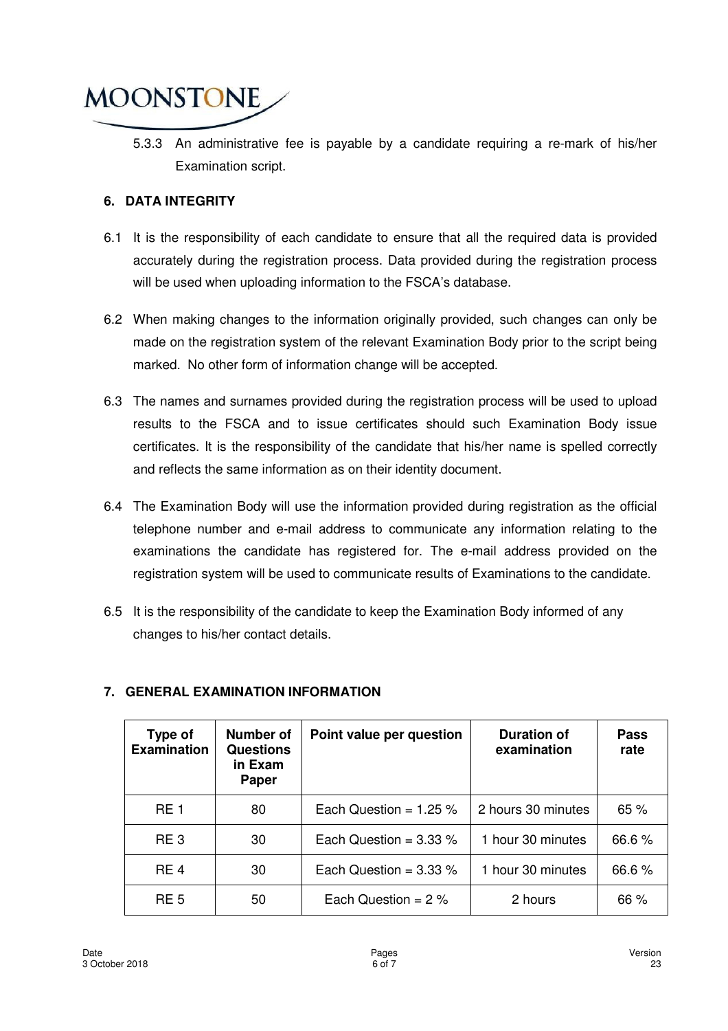5.3.3 An administrative fee is payable by a candidate requiring a re-mark of his/her Examination script.

## 6. DATA INTEGRITY

6.1 It is the responsibility of each candidate to ensure that all the required data is provided accurately during the registration process. Data provided during the registration process will be used when uploading information to the FSCA's database.

6.2 When making changes to the information originally provided, such changes can only be made on the registration system of the relevant Examination Body prior to the script being marked. No other form of information change will be accepted.

6.3 The names and surnames provided during the registration process will be used to upload results to the FSCA and to issue certificates should such Examination Body issue certificates. It is the responsibility of the candidate that his/her name is spelled correctly and reflects the same information as on their identity document.

6.4 The Examination Body will use the information provided during registration as the official telephone number and e-mail address to communicate any information relating to the examinations the candidate has registered for. The e-mail address provided on the registration system will be used to communicate results of Examinations to the candidate.

6.5 It is the responsibility of the candidate to keep the Examination Body informed of any changes to his/her contact details.

## 7. GENERAL EXAMINATION INFORMATION

| Type of Examination | Number of Questions in Exam Paper | Point value per question | Duration of examination | Pass rate |
|---|---|---|---|---|
| RE 1 | 80 | Each Question = 1.25 % | 2 hours 30 minutes | 65 % |
| RE 3 | 30 | Each Question = 3.33 % | 1 hour 30 minutes | 66.6 % |
| RE 4 | 30 | Each Question = 3.33 % | 1 hour 30 minutes | 66.6 % |
| RE 5 | 50 | Each Question = 2 % | 2 hours | 66 % |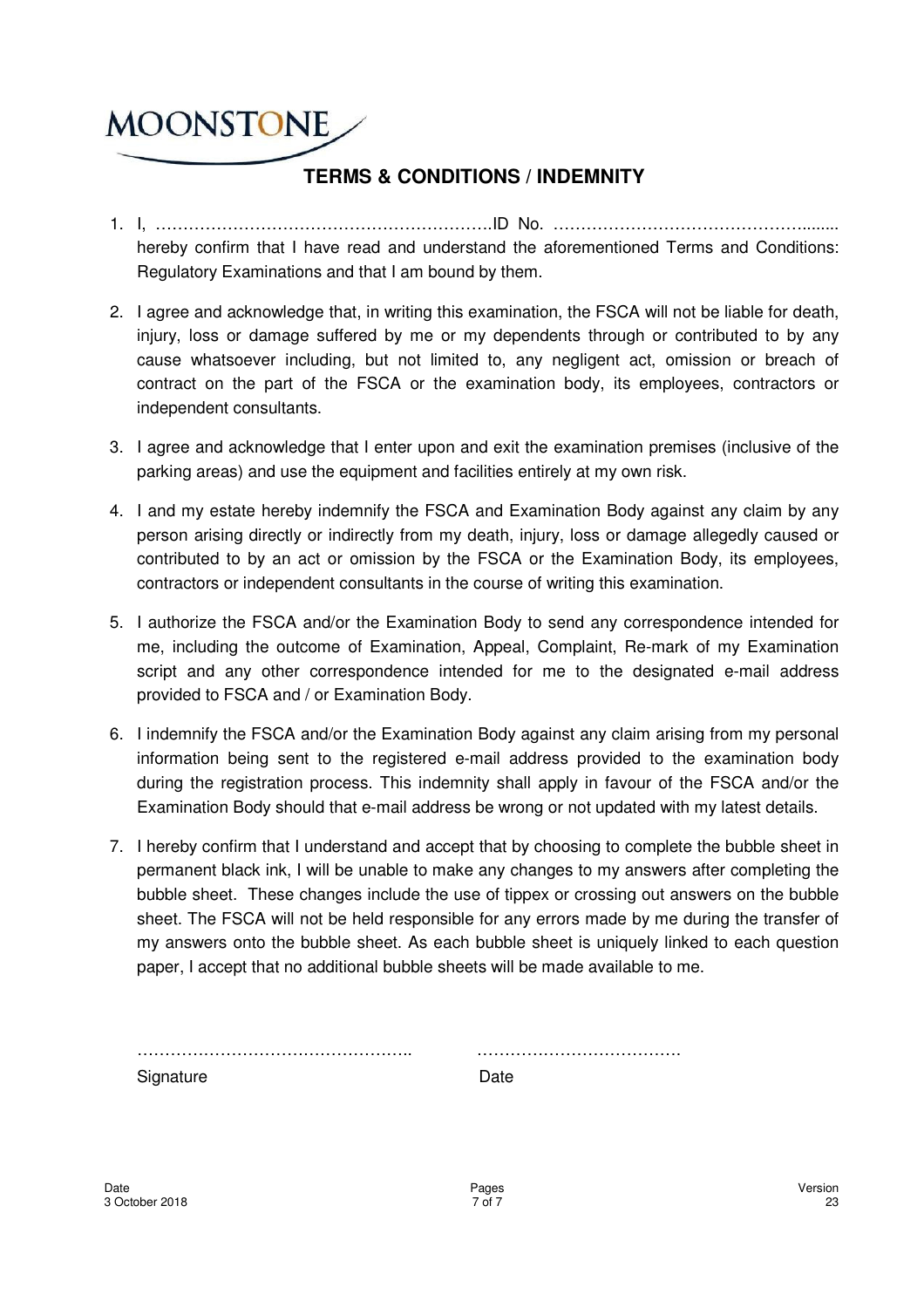MOONSTONE

## TERMS & CONDITIONS / INDEMNITY

1. I, …………………………………………………….ID No. ……………………………………….......
hereby confirm that I have read and understand the aforementioned Terms and Conditions: Regulatory Examinations and that I am bound by them.

2. I agree and acknowledge that, in writing this examination, the FSCA will not be liable for death, injury, loss or damage suffered by me or my dependents through or contributed to by any cause whatsoever including, but not limited to, any negligent act, omission or breach of contract on the part of the FSCA or the examination body, its employees, contractors or independent consultants.

3. I agree and acknowledge that I enter upon and exit the examination premises (inclusive of the parking areas) and use the equipment and facilities entirely at my own risk.

4. I and my estate hereby indemnify the FSCA and Examination Body against any claim by any person arising directly or indirectly from my death, injury, loss or damage allegedly caused or contributed to by an act or omission by the FSCA or the Examination Body, its employees, contractors or independent consultants in the course of writing this examination.

5. I authorize the FSCA and/or the Examination Body to send any correspondence intended for me, including the outcome of Examination, Appeal, Complaint, Re-mark of my Examination script and any other correspondence intended for me to the designated e-mail address provided to FSCA and / or Examination Body.

6. I indemnify the FSCA and/or the Examination Body against any claim arising from my personal information being sent to the registered e-mail address provided to the examination body during the registration process. This indemnity shall apply in favour of the FSCA and/or the Examination Body should that e-mail address be wrong or not updated with my latest details.

7. I hereby confirm that I understand and accept that by choosing to complete the bubble sheet in permanent black ink, I will be unable to make any changes to my answers after completing the bubble sheet. These changes include the use of tippex or crossing out answers on the bubble sheet. The FSCA will not be held responsible for any errors made by me during the transfer of my answers onto the bubble sheet. As each bubble sheet is uniquely linked to each question paper, I accept that no additional bubble sheets will be made available to me.

………………………………………….. ……………………………….
Signature Date

Date: 3 October 2018 | Version: 23